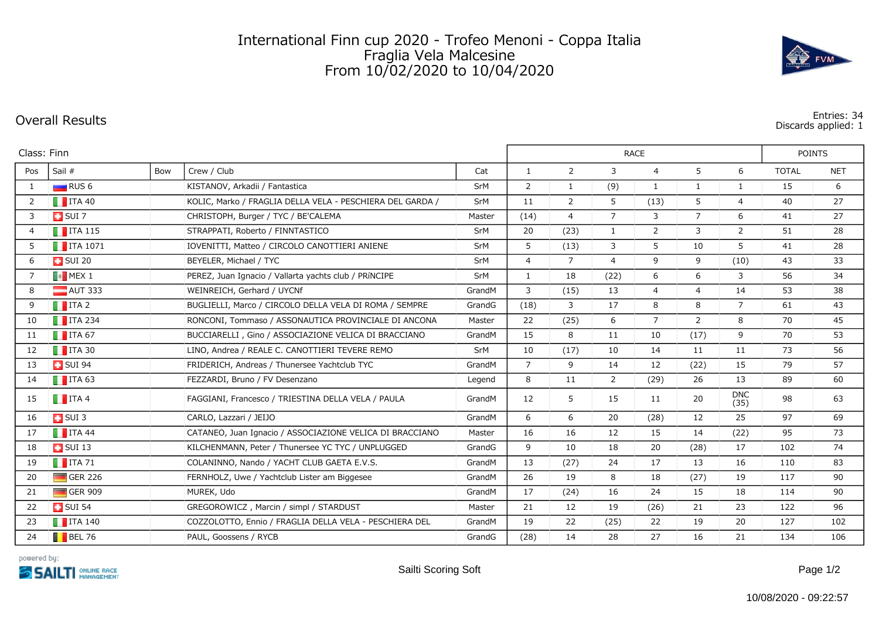# International Finn cup 2020 - Trofeo Menoni - Coppa Italia
## Fraglia Vela Malcesine
## From 10/02/2020 to 10/04/2020

## Overall Results

Entries: 34
Discards applied: 1

Class: Finn

| Pos | Sail # | Bow | Crew / Club | Cat | RACE 1 | RACE 2 | RACE 3 | RACE 4 | RACE 5 | RACE 6 | POINTS TOTAL | POINTS NET |
|---|---|---|---|---|---|---|---|---|---|---|---|---|
| 1 | RUS 6 | | KISTANOV, Arkadii / Fantastica | SrM | 2 | 1 | (9) | 1 | 1 | 1 | 15 | 6 |
| 2 | ITA 40 | | KOLIC, Marko / FRAGLIA DELLA VELA - PESCHIERA DEL GARDA / | SrM | 11 | 2 | 5 | (13) | 5 | 4 | 40 | 27 |
| 3 | SUI 7 | | CHRISTOPH, Burger / TYC / BE'CALEMA | Master | (14) | 4 | 7 | 3 | 7 | 6 | 41 | 27 |
| 4 | ITA 115 | | STRAPPATI, Roberto / FINNTASTICO | SrM | 20 | (23) | 1 | 2 | 3 | 2 | 51 | 28 |
| 5 | ITA 1071 | | IOVENITTI, Matteo / CIRCOLO CANOTTIERI ANIENE | SrM | 5 | (13) | 3 | 5 | 10 | 5 | 41 | 28 |
| 6 | SUI 20 | | BEYELER, Michael / TYC | SrM | 4 | 7 | 4 | 9 | 9 | (10) | 43 | 33 |
| 7 | MEX 1 | | PEREZ, Juan Ignacio / Vallarta yachts club / PRÍNCIPE | SrM | 1 | 18 | (22) | 6 | 6 | 3 | 56 | 34 |
| 8 | AUT 333 | | WEINREICH, Gerhard / UYCNf | GrandM | 3 | (15) | 13 | 4 | 4 | 14 | 53 | 38 |
| 9 | ITA 2 | | BUGLIELLI, Marco / CIRCOLO DELLA VELA DI ROMA / SEMPRE | GrandG | (18) | 3 | 17 | 8 | 8 | 7 | 61 | 43 |
| 10 | ITA 234 | | RONCONI, Tommaso / ASSONAUTICA PROVINCIALE DI ANCONA | Master | 22 | (25) | 6 | 7 | 2 | 8 | 70 | 45 |
| 11 | ITA 67 | | BUCCIARELLI , Gino / ASSOCIAZIONE VELICA DI BRACCIANO | GrandM | 15 | 8 | 11 | 10 | (17) | 9 | 70 | 53 |
| 12 | ITA 30 | | LINO, Andrea / REALE C. CANOTTIERI TEVERE REMO | SrM | 10 | (17) | 10 | 14 | 11 | 11 | 73 | 56 |
| 13 | SUI 94 | | FRIDERICH, Andreas / Thunersee Yachtclub TYC | GrandM | 7 | 9 | 14 | 12 | (22) | 15 | 79 | 57 |
| 14 | ITA 63 | | FEZZARDI, Bruno / FV Desenzano | Legend | 8 | 11 | 2 | (29) | 26 | 13 | 89 | 60 |
| 15 | ITA 4 | | FAGGIANI, Francesco / TRIESTINA DELLA VELA / PAULA | GrandM | 12 | 5 | 15 | 11 | 20 | DNC (35) | 98 | 63 |
| 16 | SUI 3 | | CARLO, Lazzari / JEIJO | GrandM | 6 | 6 | 20 | (28) | 12 | 25 | 97 | 69 |
| 17 | ITA 44 | | CATANEO, Juan Ignacio / ASSOCIAZIONE VELICA DI BRACCIANO | Master | 16 | 16 | 12 | 15 | 14 | (22) | 95 | 73 |
| 18 | SUI 13 | | KILCHENMANN, Peter / Thunersee YC TYC / UNPLUGGED | GrandG | 9 | 10 | 18 | 20 | (28) | 17 | 102 | 74 |
| 19 | ITA 71 | | COLANINNO, Nando / YACHT CLUB GAETA E.V.S. | GrandM | 13 | (27) | 24 | 17 | 13 | 16 | 110 | 83 |
| 20 | GER 226 | | FERNHOLZ, Uwe / Yachtclub Lister am Biggesee | GrandM | 26 | 19 | 8 | 18 | (27) | 19 | 117 | 90 |
| 21 | GER 909 | | MUREK, Udo | GrandM | 17 | (24) | 16 | 24 | 15 | 18 | 114 | 90 |
| 22 | SUI 54 | | GREGOROWICZ , Marcin / simpl / STARDUST | Master | 21 | 12 | 19 | (26) | 21 | 23 | 122 | 96 |
| 23 | ITA 140 | | COZZOLOTTO, Ennio / FRAGLIA DELLA VELA - PESCHIERA DEL | GrandM | 19 | 22 | (25) | 22 | 19 | 20 | 127 | 102 |
| 24 | BEL 76 | | PAUL, Goossens / RYCB | GrandG | (28) | 14 | 28 | 27 | 16 | 21 | 134 | 106 |

powered by: SAILTI ONLINE RACE MANAGEMENT

Sailti Scoring Soft

10/08/2020 - 09:22:57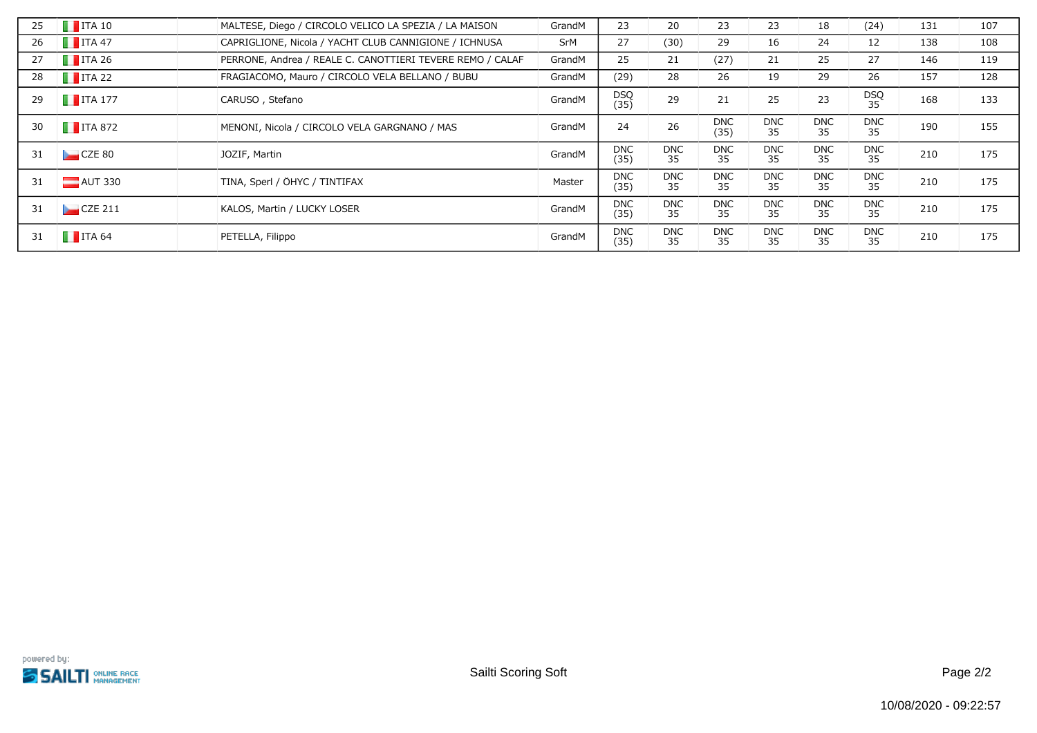| | | | | | | | | | | | | |
|---|---|---|---|---|---|---|---|---|---|---|---|---|
| 25 | ITA 10 | | MALTESE, Diego / CIRCOLO VELICO LA SPEZIA / LA MAISON | GrandM | 23 | 20 | 23 | 23 | 18 | (24) | 131 | 107 |
| 26 | ITA 47 | | CAPRIGLIONE, Nicola / YACHT CLUB CANNIGIONE / ICHNUSA | SrM | 27 | (30) | 29 | 16 | 24 | 12 | 138 | 108 |
| 27 | ITA 26 | | PERRONE, Andrea / REALE C. CANOTTIERI TEVERE REMO / CALAF | GrandM | 25 | 21 | (27) | 21 | 25 | 27 | 146 | 119 |
| 28 | ITA 22 | | FRAGIACOMO, Mauro / CIRCOLO VELA BELLANO / BUBU | GrandM | (29) | 28 | 26 | 19 | 29 | 26 | 157 | 128 |
| 29 | ITA 177 | | CARUSO , Stefano | GrandM | DSQ (35) | 29 | 21 | 25 | 23 | DSQ 35 | 168 | 133 |
| 30 | ITA 872 | | MENONI, Nicola / CIRCOLO VELA GARGNANO / MAS | GrandM | 24 | 26 | DNC (35) | DNC 35 | DNC 35 | DNC 35 | 190 | 155 |
| 31 | CZE 80 | | JOZIF, Martin | GrandM | DNC (35) | DNC 35 | DNC 35 | DNC 35 | DNC 35 | DNC 35 | 210 | 175 |
| 31 | AUT 330 | | TINA, Sperl / ÖHYC / TINTIFAX | Master | DNC (35) | DNC 35 | DNC 35 | DNC 35 | DNC 35 | DNC 35 | 210 | 175 |
| 31 | CZE 211 | | KALOS, Martin / LUCKY LOSER | GrandM | DNC (35) | DNC 35 | DNC 35 | DNC 35 | DNC 35 | DNC 35 | 210 | 175 |
| 31 | ITA 64 | | PETELLA, Filippo | GrandM | DNC (35) | DNC 35 | DNC 35 | DNC 35 | DNC 35 | DNC 35 | 210 | 175 |

powered by: SAILTI ONLINE RACE MANAGEMENT

Sailti Scoring Soft

10/08/2020 - 09:22:57